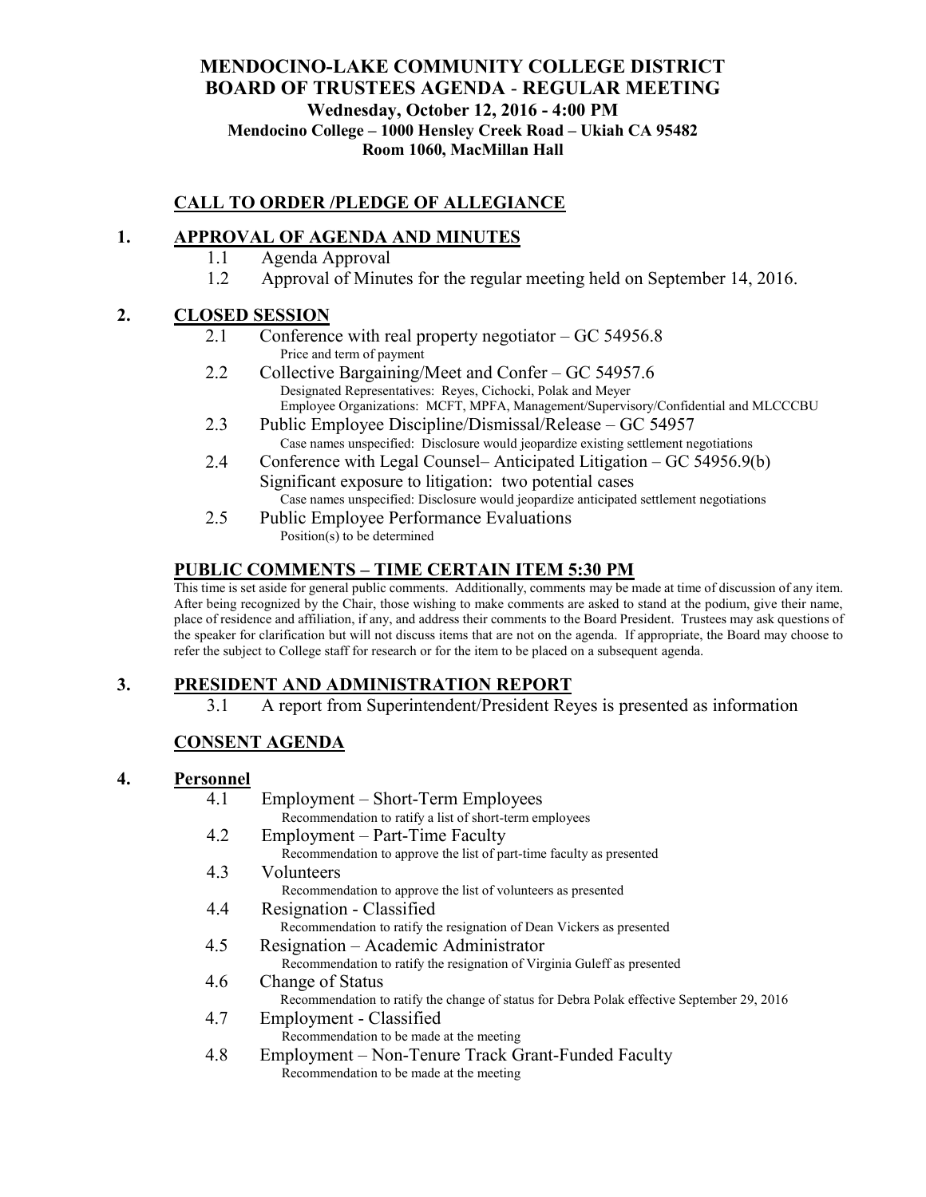# MENDOCINO-LAKE COMMUNITY COLLEGE DISTRICT
# BOARD OF TRUSTEES AGENDA - REGULAR MEETING

**Wednesday, October 12, 2016 - 4:00 PM**
**Mendocino College – 1000 Hensley Creek Road – Ukiah CA 95482**
**Room 1060, MacMillan Hall**

## CALL TO ORDER /PLEDGE OF ALLEGIANCE

## 1. APPROVAL OF AGENDA AND MINUTES

- 1.1 Agenda Approval
- 1.2 Approval of Minutes for the regular meeting held on September 14, 2016.

## 2. CLOSED SESSION

- 2.1 Conference with real property negotiator – GC 54956.8
  Price and term of payment
- 2.2 Collective Bargaining/Meet and Confer – GC 54957.6
  Designated Representatives: Reyes, Cichocki, Polak and Meyer
  Employee Organizations: MCFT, MPFA, Management/Supervisory/Confidential and MLCCCBU
- 2.3 Public Employee Discipline/Dismissal/Release – GC 54957
  Case names unspecified: Disclosure would jeopardize existing settlement negotiations
- 2.4 Conference with Legal Counsel– Anticipated Litigation – GC 54956.9(b)
  Significant exposure to litigation: two potential cases
  Case names unspecified: Disclosure would jeopardize anticipated settlement negotiations
- 2.5 Public Employee Performance Evaluations
  Position(s) to be determined

## PUBLIC COMMENTS – TIME CERTAIN ITEM 5:30 PM

This time is set aside for general public comments. Additionally, comments may be made at time of discussion of any item. After being recognized by the Chair, those wishing to make comments are asked to stand at the podium, give their name, place of residence and affiliation, if any, and address their comments to the Board President. Trustees may ask questions of the speaker for clarification but will not discuss items that are not on the agenda. If appropriate, the Board may choose to refer the subject to College staff for research or for the item to be placed on a subsequent agenda.

## 3. PRESIDENT AND ADMINISTRATION REPORT

- 3.1 A report from Superintendent/President Reyes is presented as information

## CONSENT AGENDA

## 4. Personnel

- 4.1 Employment – Short-Term Employees
  Recommendation to ratify a list of short-term employees
- 4.2 Employment – Part-Time Faculty
  Recommendation to approve the list of part-time faculty as presented
- 4.3 Volunteers
  Recommendation to approve the list of volunteers as presented
- 4.4 Resignation - Classified
  Recommendation to ratify the resignation of Dean Vickers as presented
- 4.5 Resignation – Academic Administrator
  Recommendation to ratify the resignation of Virginia Guleff as presented
- 4.6 Change of Status
  Recommendation to ratify the change of status for Debra Polak effective September 29, 2016
- 4.7 Employment - Classified
  Recommendation to be made at the meeting
- 4.8 Employment – Non-Tenure Track Grant-Funded Faculty
  Recommendation to be made at the meeting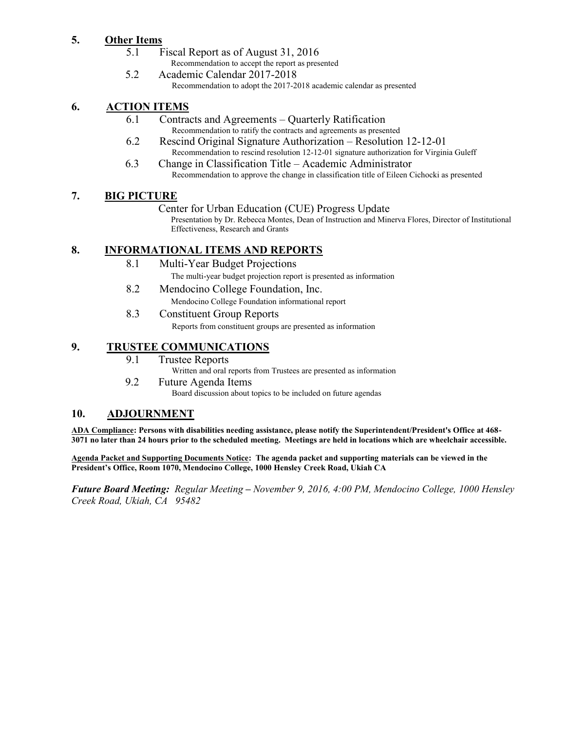## 5. Other Items

- 5.1 Fiscal Report as of August 31, 2016
  - Recommendation to accept the report as presented
- 5.2 Academic Calendar 2017-2018
  - Recommendation to adopt the 2017-2018 academic calendar as presented

## 6. ACTION ITEMS

- 6.1 Contracts and Agreements – Quarterly Ratification
  - Recommendation to ratify the contracts and agreements as presented
- 6.2 Rescind Original Signature Authorization – Resolution 12-12-01
  - Recommendation to rescind resolution 12-12-01 signature authorization for Virginia Guleff
- 6.3 Change in Classification Title – Academic Administrator
  - Recommendation to approve the change in classification title of Eileen Cichocki as presented

## 7. BIG PICTURE

Center for Urban Education (CUE) Progress Update

Presentation by Dr. Rebecca Montes, Dean of Instruction and Minerva Flores, Director of Institutional Effectiveness, Research and Grants

## 8. INFORMATIONAL ITEMS AND REPORTS

- 8.1 Multi-Year Budget Projections
  - The multi-year budget projection report is presented as information
- 8.2 Mendocino College Foundation, Inc.
  - Mendocino College Foundation informational report
- 8.3 Constituent Group Reports
  - Reports from constituent groups are presented as information

## 9. TRUSTEE COMMUNICATIONS

- 9.1 Trustee Reports
  - Written and oral reports from Trustees are presented as information
- 9.2 Future Agenda Items
  - Board discussion about topics to be included on future agendas

## 10. ADJOURNMENT

**ADA Compliance: Persons with disabilities needing assistance, please notify the Superintendent/President's Office at 468-3071 no later than 24 hours prior to the scheduled meeting. Meetings are held in locations which are wheelchair accessible.**

**Agenda Packet and Supporting Documents Notice: The agenda packet and supporting materials can be viewed in the President's Office, Room 1070, Mendocino College, 1000 Hensley Creek Road, Ukiah CA**

***Future Board Meeting:*** *Regular Meeting – November 9, 2016, 4:00 PM, Mendocino College, 1000 Hensley Creek Road, Ukiah, CA 95482*